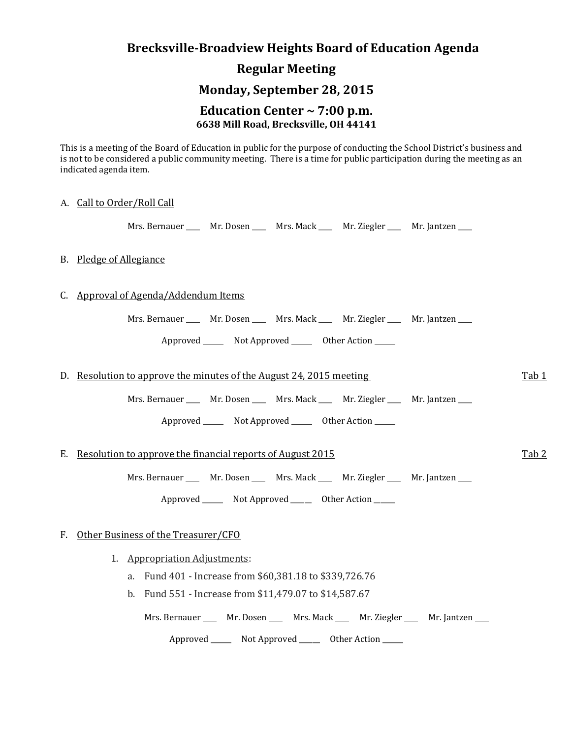# Brecksville-Broadview Heights Board of Education Agenda

## Regular Meeting

## Monday, September 28, 2015

## Education Center ~ 7:00 p.m.

**6638 Mill Road, Brecksville, OH 44141**

This is a meeting of the Board of Education in public for the purpose of conducting the School District's business and is not to be considered a public community meeting. There is a time for public participation during the meeting as an indicated agenda item.

A. Call to Order/Roll Call

Mrs. Bernauer ____ Mr. Dosen ____ Mrs. Mack ____ Mr. Ziegler ____ Mr. Jantzen ____

B. Pledge of Allegiance

C. Approval of Agenda/Addendum Items

Mrs. Bernauer ____ Mr. Dosen ____ Mrs. Mack ____ Mr. Ziegler ____ Mr. Jantzen ____

Approved ______ Not Approved ______ Other Action ______

D. Resolution to approve the minutes of the August 24, 2015 meeting — Tab 1

Mrs. Bernauer ____ Mr. Dosen ____ Mrs. Mack ____ Mr. Ziegler ____ Mr. Jantzen ____

Approved ______ Not Approved ______ Other Action ______

E. Resolution to approve the financial reports of August 2015 — Tab 2

Mrs. Bernauer ____ Mr. Dosen ____ Mrs. Mack ____ Mr. Ziegler ____ Mr. Jantzen ____

Approved ______ Not Approved ______ Other Action ______

F. Other Business of the Treasurer/CFO

1. Appropriation Adjustments:
   a. Fund 401 - Increase from $60,381.18 to $339,726.76
   b. Fund 551 - Increase from $11,479.07 to $14,587.67

   Mrs. Bernauer ____ Mr. Dosen ____ Mrs. Mack ____ Mr. Ziegler ____ Mr. Jantzen ____

   Approved ______ Not Approved ______ Other Action ______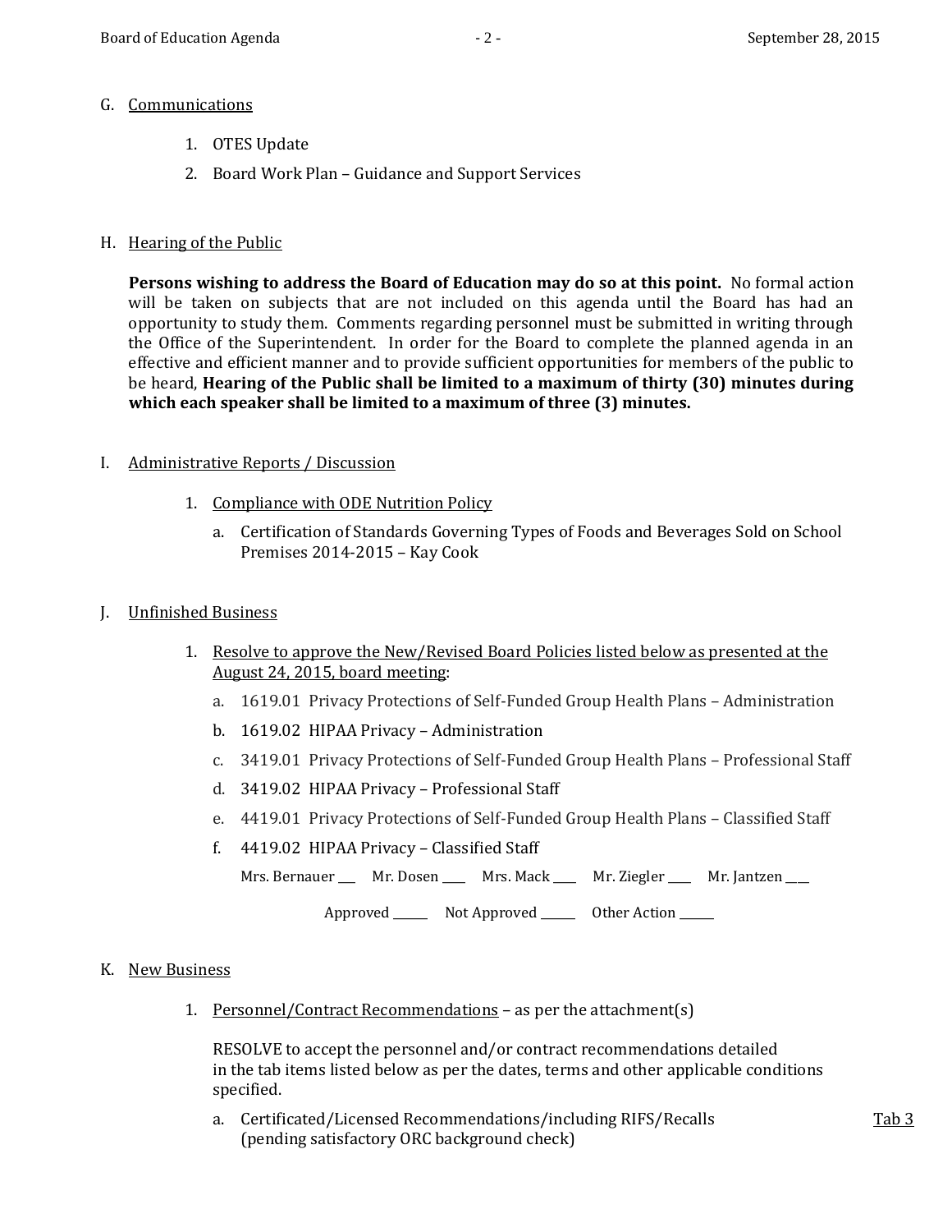G. <u>Communications</u>

1. OTES Update
2. Board Work Plan – Guidance and Support Services

H. <u>Hearing of the Public</u>

**Persons wishing to address the Board of Education may do so at this point.** No formal action will be taken on subjects that are not included on this agenda until the Board has had an opportunity to study them. Comments regarding personnel must be submitted in writing through the Office of the Superintendent. In order for the Board to complete the planned agenda in an effective and efficient manner and to provide sufficient opportunities for members of the public to be heard, **Hearing of the Public shall be limited to a maximum of thirty (30) minutes during which each speaker shall be limited to a maximum of three (3) minutes.**

I. <u>Administrative Reports / Discussion</u>

1. <u>Compliance with ODE Nutrition Policy</u>
   a. Certification of Standards Governing Types of Foods and Beverages Sold on School Premises 2014-2015 – Kay Cook

J. <u>Unfinished Business</u>

1. <u>Resolve to approve the New/Revised Board Policies listed below as presented at the August 24, 2015, board meeting</u>:
   a. 1619.01 Privacy Protections of Self-Funded Group Health Plans – Administration
   b. 1619.02 HIPAA Privacy – Administration
   c. 3419.01 Privacy Protections of Self-Funded Group Health Plans – Professional Staff
   d. 3419.02 HIPAA Privacy – Professional Staff
   e. 4419.01 Privacy Protections of Self-Funded Group Health Plans – Classified Staff
   f. 4419.02 HIPAA Privacy – Classified Staff

   Mrs. Bernauer ___ Mr. Dosen ___ Mrs. Mack ___ Mr. Ziegler ___ Mr. Jantzen ___

   Approved _____ Not Approved _____ Other Action _____

K. <u>New Business</u>

1. <u>Personnel/Contract Recommendations</u> – as per the attachment(s)

   RESOLVE to accept the personnel and/or contract recommendations detailed in the tab items listed below as per the dates, terms and other applicable conditions specified.

   a. Certificated/Licensed Recommendations/including RIFS/Recalls (pending satisfactory ORC background check) <u>Tab 3</u>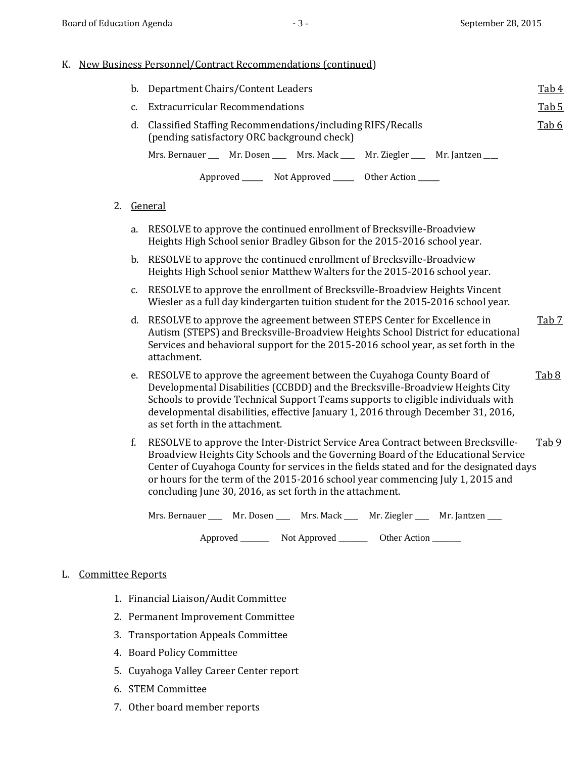K. New Business Personnel/Contract Recommendations (continued)

b. Department Chairs/Content Leaders — Tab 4

c. Extracurricular Recommendations — Tab 5

d. Classified Staffing Recommendations/including RIFS/Recalls (pending satisfactory ORC background check) — Tab 6

Mrs. Bernauer ___ Mr. Dosen ___ Mrs. Mack ___ Mr. Ziegler ___ Mr. Jantzen ___

Approved _____ Not Approved _____ Other Action _____

2. General

a. RESOLVE to approve the continued enrollment of Brecksville-Broadview Heights High School senior Bradley Gibson for the 2015-2016 school year.

b. RESOLVE to approve the continued enrollment of Brecksville-Broadview Heights High School senior Matthew Walters for the 2015-2016 school year.

c. RESOLVE to approve the enrollment of Brecksville-Broadview Heights Vincent Wiesler as a full day kindergarten tuition student for the 2015-2016 school year.

d. RESOLVE to approve the agreement between STEPS Center for Excellence in Autism (STEPS) and Brecksville-Broadview Heights School District for educational Services and behavioral support for the 2015-2016 school year, as set forth in the attachment. — Tab 7

e. RESOLVE to approve the agreement between the Cuyahoga County Board of Developmental Disabilities (CCBDD) and the Brecksville-Broadview Heights City Schools to provide Technical Support Teams supports to eligible individuals with developmental disabilities, effective January 1, 2016 through December 31, 2016, as set forth in the attachment. — Tab 8

f. RESOLVE to approve the Inter-District Service Area Contract between Brecksville-Broadview Heights City Schools and the Governing Board of the Educational Service Center of Cuyahoga County for services in the fields stated and for the designated days or hours for the term of the 2015-2016 school year commencing July 1, 2015 and concluding June 30, 2016, as set forth in the attachment. — Tab 9

Mrs. Bernauer ___ Mr. Dosen ___ Mrs. Mack ___ Mr. Ziegler ___ Mr. Jantzen ___

Approved ______ Not Approved ______ Other Action ______

L. Committee Reports

1. Financial Liaison/Audit Committee
2. Permanent Improvement Committee
3. Transportation Appeals Committee
4. Board Policy Committee
5. Cuyahoga Valley Career Center report
6. STEM Committee
7. Other board member reports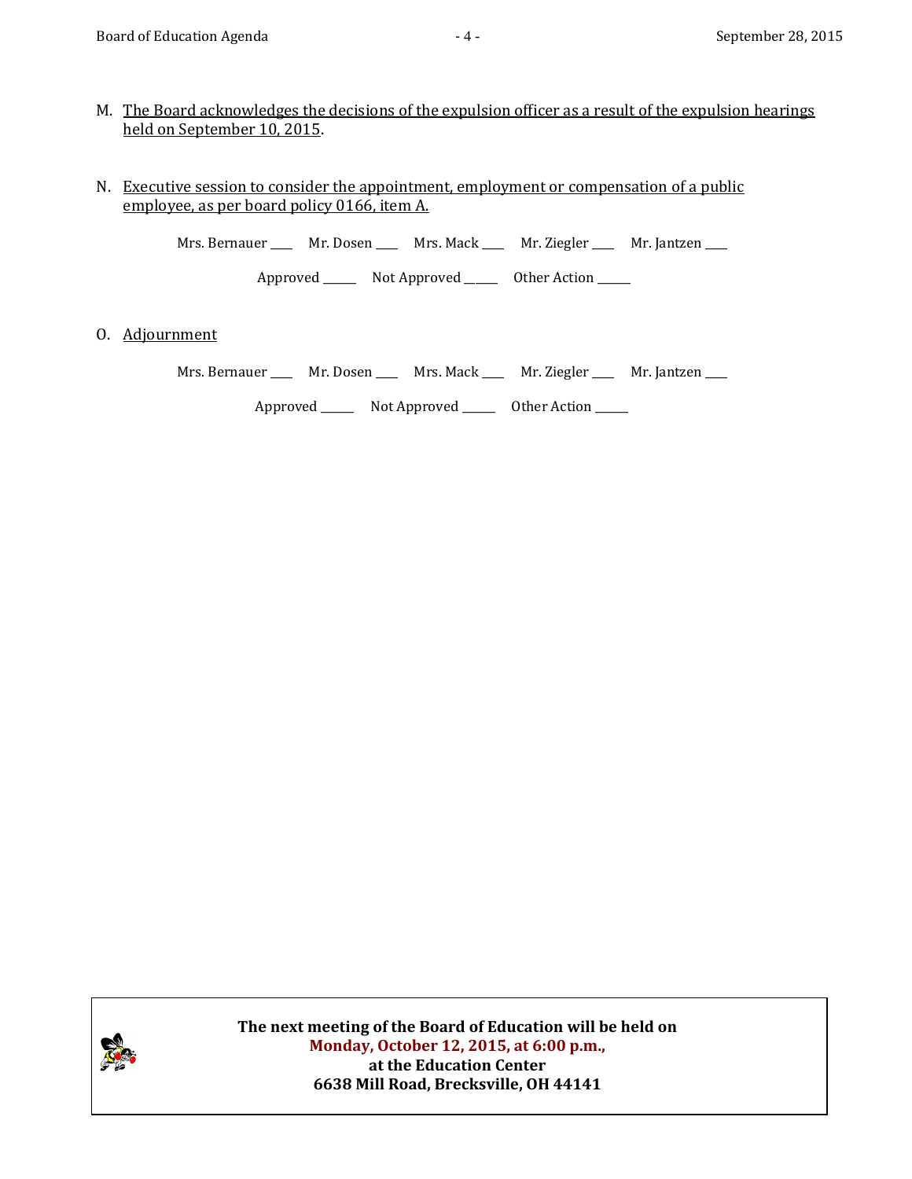M. <u>The Board acknowledges the decisions of the expulsion officer as a result of the expulsion hearings held on September 10, 2015</u>.

N. <u>Executive session to consider the appointment, employment or compensation of a public employee, as per board policy 0166, item A.</u>

Mrs. Bernauer ____ Mr. Dosen ____ Mrs. Mack ____ Mr. Ziegler ____ Mr. Jantzen ____

Approved _____ Not Approved _____ Other Action _____

O. <u>Adjournment</u>

Mrs. Bernauer ____ Mr. Dosen ____ Mrs. Mack ____ Mr. Ziegler ____ Mr. Jantzen ____

Approved _____ Not Approved _____ Other Action _____

**The next meeting of the Board of Education will be held on**
**Monday, October 12, 2015, at 6:00 p.m.,**
**at the Education Center**
**6638 Mill Road, Brecksville, OH 44141**